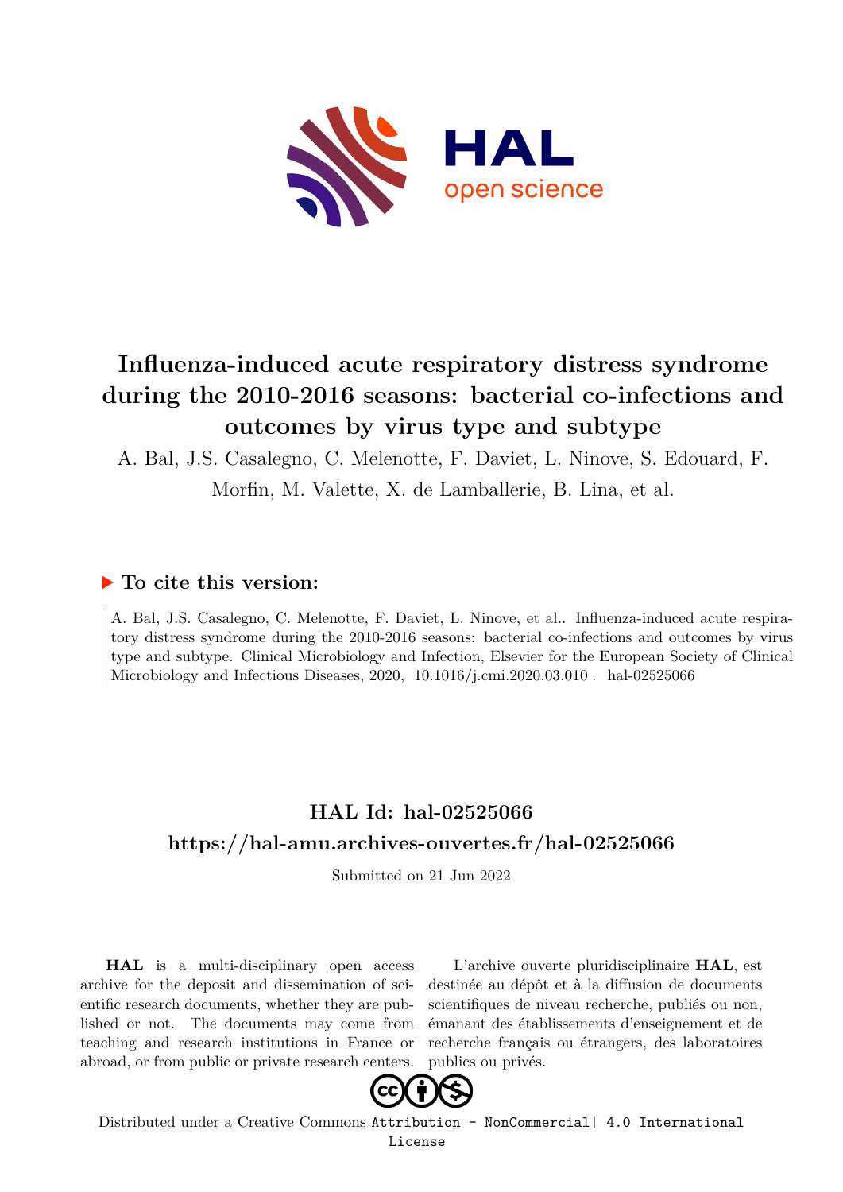# Influenza-induced acute respiratory distress syndrome during the 2010-2016 seasons: bacterial co-infections and outcomes by virus type and subtype

A. Bal, J.S. Casalegno, C. Melenotte, F. Daviet, L. Ninove, S. Edouard, F. Morfin, M. Valette, X. de Lamballerie, B. Lina, et al.

## ▶ To cite this version:

A. Bal, J.S. Casalegno, C. Melenotte, F. Daviet, L. Ninove, et al.. Influenza-induced acute respiratory distress syndrome during the 2010-2016 seasons: bacterial co-infections and outcomes by virus type and subtype. Clinical Microbiology and Infection, Elsevier for the European Society of Clinical Microbiology and Infectious Diseases, 2020, 10.1016/j.cmi.2020.03.010 . hal-02525066

## HAL Id: hal-02525066

## https://hal-amu.archives-ouvertes.fr/hal-02525066

Submitted on 21 Jun 2022

**HAL** is a multi-disciplinary open access archive for the deposit and dissemination of scientific research documents, whether they are published or not. The documents may come from teaching and research institutions in France or abroad, or from public or private research centers.

L'archive ouverte pluridisciplinaire **HAL**, est destinée au dépôt et à la diffusion de documents scientifiques de niveau recherche, publiés ou non, émanant des établissements d'enseignement et de recherche français ou étrangers, des laboratoires publics ou privés.

Distributed under a Creative Commons Attribution - NonCommercial| 4.0 International License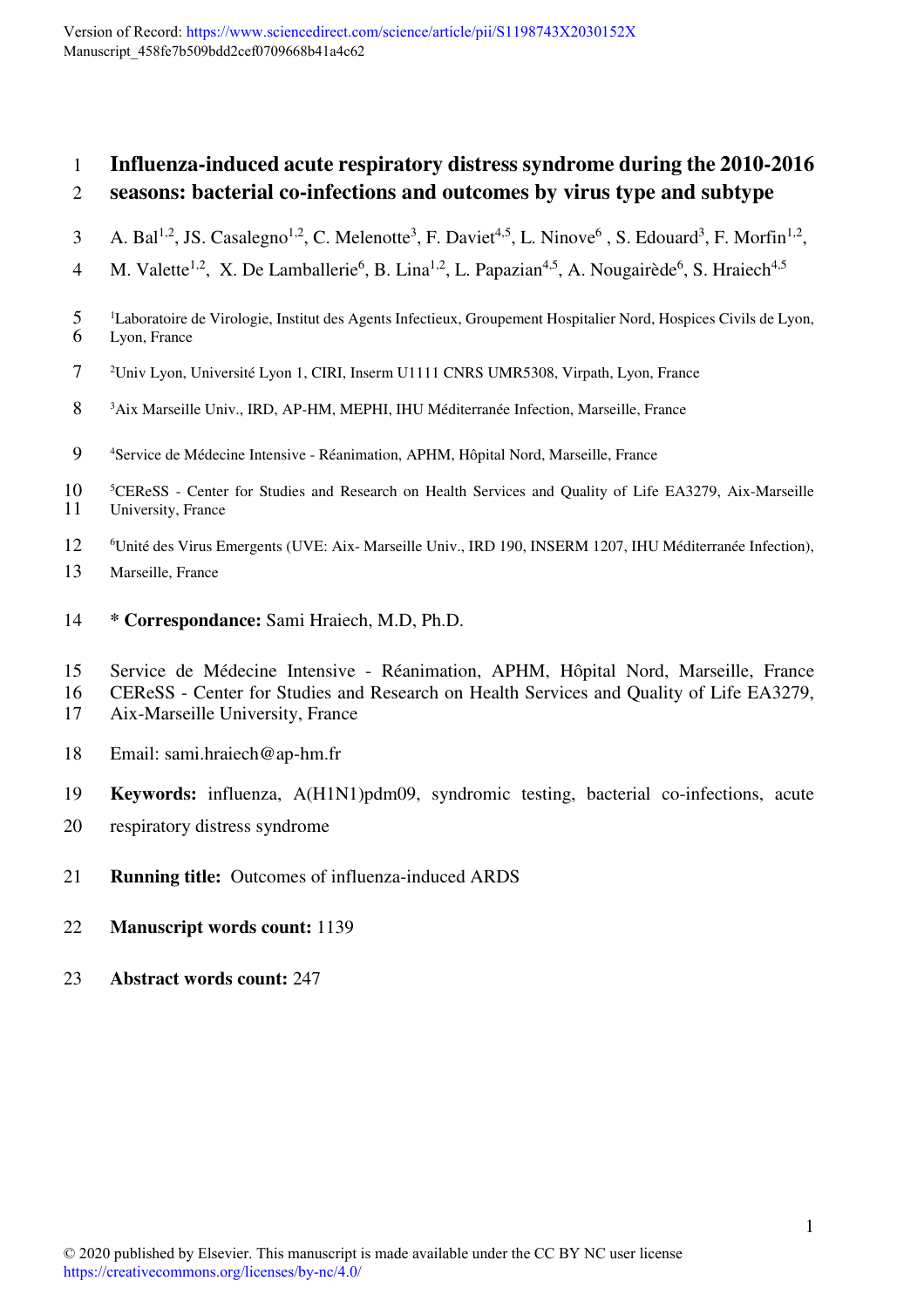# Influenza-induced acute respiratory distress syndrome during the 2010-2016 seasons: bacterial co-infections and outcomes by virus type and subtype

A. Bal[1,2], JS. Casalegno[1,2], C. Melenotte[3], F. Daviet[4,5], L. Ninove[6], S. Edouard[3], F. Morfin[1,2], M. Valette[1,2], X. De Lamballerie[6], B. Lina[1,2], L. Papazian[4,5], A. Nougairède[6], S. Hraiech[4,5]

[1]Laboratoire de Virologie, Institut des Agents Infectieux, Groupement Hospitalier Nord, Hospices Civils de Lyon, Lyon, France

[2]Univ Lyon, Université Lyon 1, CIRI, Inserm U1111 CNRS UMR5308, Virpath, Lyon, France

[3]Aix Marseille Univ., IRD, AP-HM, MEPHI, IHU Méditerranée Infection, Marseille, France

[4]Service de Médecine Intensive - Réanimation, APHM, Hôpital Nord, Marseille, France

[5]CEReSS - Center for Studies and Research on Health Services and Quality of Life EA3279, Aix-Marseille University, France

[6]Unité des Virus Emergents (UVE: Aix- Marseille Univ., IRD 190, INSERM 1207, IHU Méditerranée Infection), Marseille, France

\* **Correspondance:** Sami Hraiech, M.D, Ph.D.

Service de Médecine Intensive - Réanimation, APHM, Hôpital Nord, Marseille, France
CEReSS - Center for Studies and Research on Health Services and Quality of Life EA3279, Aix-Marseille University, France

Email: sami.hraiech@ap-hm.fr

**Keywords:** influenza, A(H1N1)pdm09, syndromic testing, bacterial co-infections, acute respiratory distress syndrome

**Running title:** Outcomes of influenza-induced ARDS

**Manuscript words count:** 1139

**Abstract words count:** 247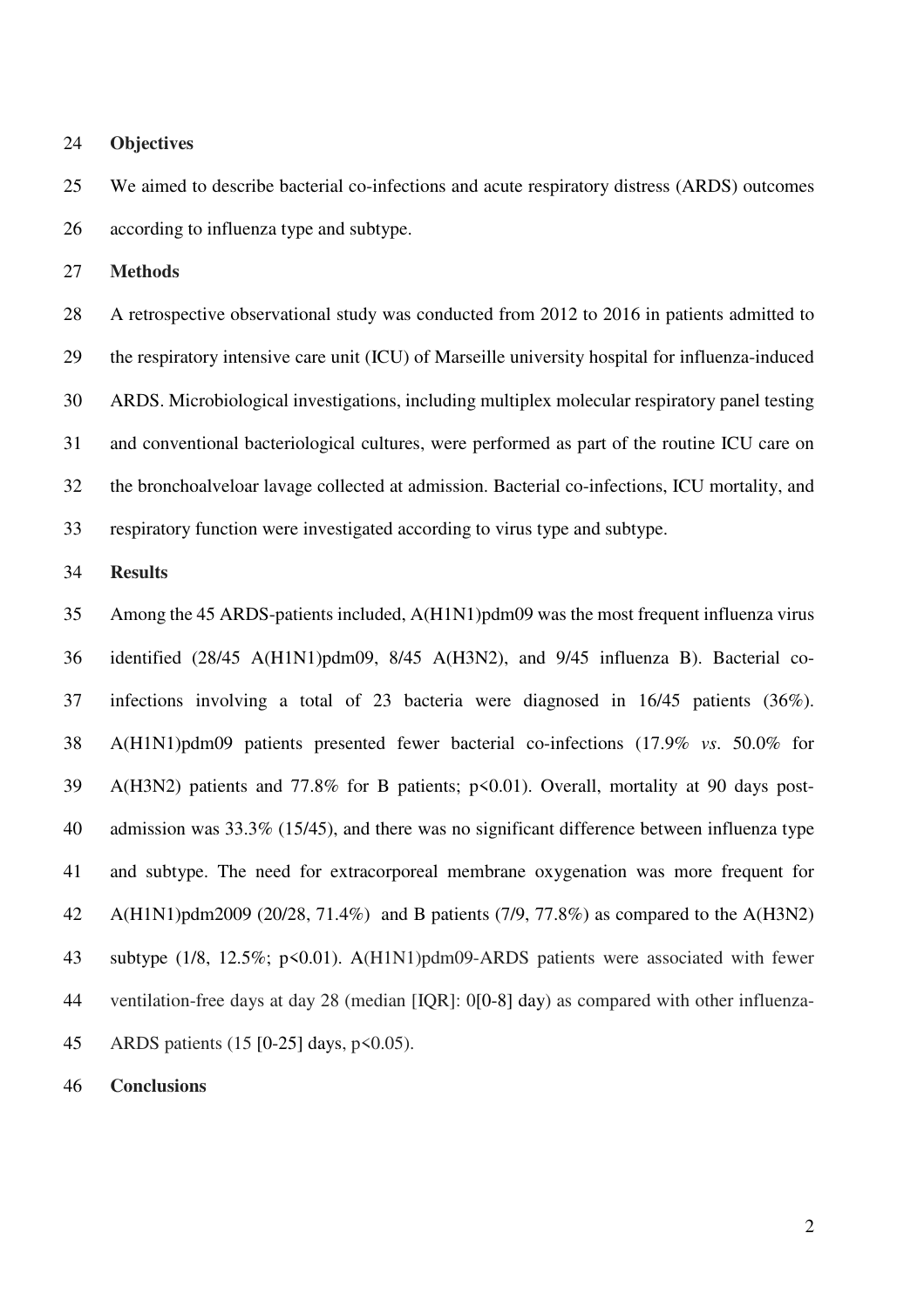**Objectives**

We aimed to describe bacterial co-infections and acute respiratory distress (ARDS) outcomes according to influenza type and subtype.

**Methods**

A retrospective observational study was conducted from 2012 to 2016 in patients admitted to the respiratory intensive care unit (ICU) of Marseille university hospital for influenza-induced ARDS. Microbiological investigations, including multiplex molecular respiratory panel testing and conventional bacteriological cultures, were performed as part of the routine ICU care on the bronchoalveloar lavage collected at admission. Bacterial co-infections, ICU mortality, and respiratory function were investigated according to virus type and subtype.

**Results**

Among the 45 ARDS-patients included, A(H1N1)pdm09 was the most frequent influenza virus identified (28/45 A(H1N1)pdm09, 8/45 A(H3N2), and 9/45 influenza B). Bacterial co-infections involving a total of 23 bacteria were diagnosed in 16/45 patients (36%). A(H1N1)pdm09 patients presented fewer bacterial co-infections (17.9% *vs*. 50.0% for A(H3N2) patients and 77.8% for B patients; $p<0.01$). Overall, mortality at 90 days post-admission was 33.3% (15/45), and there was no significant difference between influenza type and subtype. The need for extracorporeal membrane oxygenation was more frequent for A(H1N1)pdm2009 (20/28, 71.4%) and B patients (7/9, 77.8%) as compared to the A(H3N2) subtype (1/8, 12.5%; $p<0.01$). A(H1N1)pdm09-ARDS patients were associated with fewer ventilation-free days at day 28 (median [IQR]: 0[0-8] day) as compared with other influenza-ARDS patients (15 [0-25] days, $p<0.05$).

**Conclusions**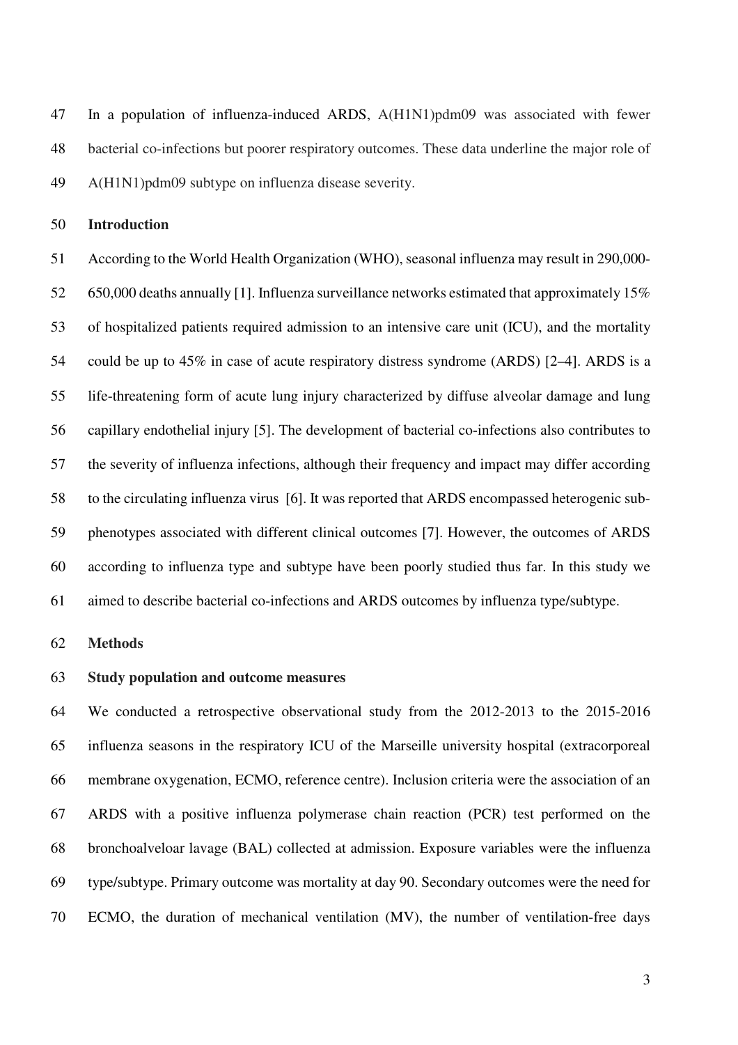In a population of influenza-induced ARDS, A(H1N1)pdm09 was associated with fewer bacterial co-infections but poorer respiratory outcomes. These data underline the major role of A(H1N1)pdm09 subtype on influenza disease severity.

## Introduction

According to the World Health Organization (WHO), seasonal influenza may result in 290,000-650,000 deaths annually [1]. Influenza surveillance networks estimated that approximately 15% of hospitalized patients required admission to an intensive care unit (ICU), and the mortality could be up to 45% in case of acute respiratory distress syndrome (ARDS) [2–4]. ARDS is a life-threatening form of acute lung injury characterized by diffuse alveolar damage and lung capillary endothelial injury [5]. The development of bacterial co-infections also contributes to the severity of influenza infections, although their frequency and impact may differ according to the circulating influenza virus [6]. It was reported that ARDS encompassed heterogenic sub-phenotypes associated with different clinical outcomes [7]. However, the outcomes of ARDS according to influenza type and subtype have been poorly studied thus far. In this study we aimed to describe bacterial co-infections and ARDS outcomes by influenza type/subtype.

## Methods

### Study population and outcome measures

We conducted a retrospective observational study from the 2012-2013 to the 2015-2016 influenza seasons in the respiratory ICU of the Marseille university hospital (extracorporeal membrane oxygenation, ECMO, reference centre). Inclusion criteria were the association of an ARDS with a positive influenza polymerase chain reaction (PCR) test performed on the bronchoalveloar lavage (BAL) collected at admission. Exposure variables were the influenza type/subtype. Primary outcome was mortality at day 90. Secondary outcomes were the need for ECMO, the duration of mechanical ventilation (MV), the number of ventilation-free days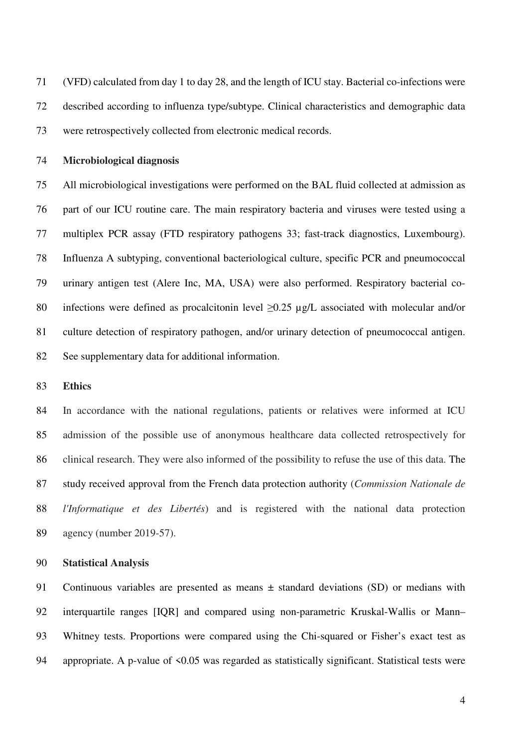(VFD) calculated from day 1 to day 28, and the length of ICU stay. Bacterial co-infections were described according to influenza type/subtype. Clinical characteristics and demographic data were retrospectively collected from electronic medical records.

**Microbiological diagnosis**

All microbiological investigations were performed on the BAL fluid collected at admission as part of our ICU routine care. The main respiratory bacteria and viruses were tested using a multiplex PCR assay (FTD respiratory pathogens 33; fast-track diagnostics, Luxembourg). Influenza A subtyping, conventional bacteriological culture, specific PCR and pneumococcal urinary antigen test (Alere Inc, MA, USA) were also performed. Respiratory bacterial co-infections were defined as procalcitonin level $\geq$0.25 µg/L associated with molecular and/or culture detection of respiratory pathogen, and/or urinary detection of pneumococcal antigen. See supplementary data for additional information.

**Ethics**

In accordance with the national regulations, patients or relatives were informed at ICU admission of the possible use of anonymous healthcare data collected retrospectively for clinical research. They were also informed of the possibility to refuse the use of this data. The study received approval from the French data protection authority (*Commission Nationale de l'Informatique et des Libertés*) and is registered with the national data protection agency (number 2019-57).

**Statistical Analysis**

Continuous variables are presented as means ± standard deviations (SD) or medians with interquartile ranges [IQR] and compared using non-parametric Kruskal-Wallis or Mann–Whitney tests. Proportions were compared using the Chi-squared or Fisher's exact test as appropriate. A p-value of $<0.05$ was regarded as statistically significant. Statistical tests were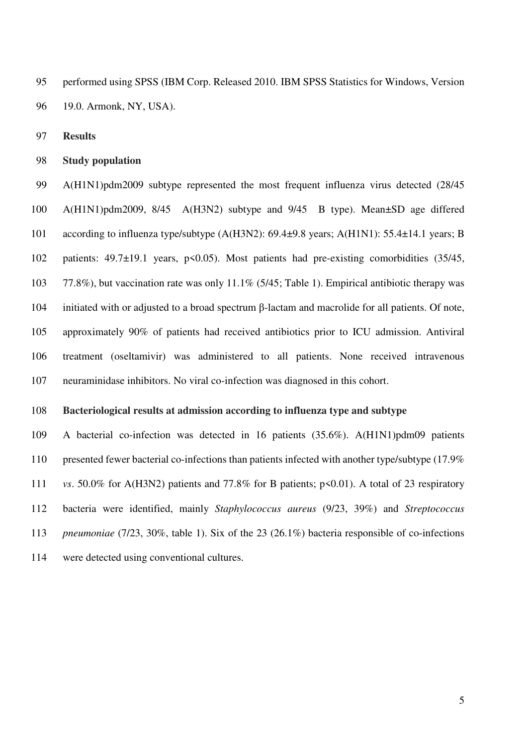performed using SPSS (IBM Corp. Released 2010. IBM SPSS Statistics for Windows, Version 19.0. Armonk, NY, USA).

## Results

### Study population

A(H1N1)pdm2009 subtype represented the most frequent influenza virus detected (28/45 A(H1N1)pdm2009, 8/45 A(H3N2) subtype and 9/45 B type). Mean±SD age differed according to influenza type/subtype (A(H3N2): 69.4±9.8 years; A(H1N1): 55.4±14.1 years; B patients: 49.7±19.1 years, $p<0.05$). Most patients had pre-existing comorbidities (35/45, 77.8%), but vaccination rate was only 11.1% (5/45; Table 1). Empirical antibiotic therapy was initiated with or adjusted to a broad spectrum β-lactam and macrolide for all patients. Of note, approximately 90% of patients had received antibiotics prior to ICU admission. Antiviral treatment (oseltamivir) was administered to all patients. None received intravenous neuraminidase inhibitors. No viral co-infection was diagnosed in this cohort.

### Bacteriological results at admission according to influenza type and subtype

A bacterial co-infection was detected in 16 patients (35.6%). A(H1N1)pdm09 patients presented fewer bacterial co-infections than patients infected with another type/subtype (17.9% *vs*. 50.0% for A(H3N2) patients and 77.8% for B patients; $p<0.01$). A total of 23 respiratory bacteria were identified, mainly *Staphylococcus aureus* (9/23, 39%) and *Streptococcus pneumoniae* (7/23, 30%, table 1). Six of the 23 (26.1%) bacteria responsible of co-infections were detected using conventional cultures.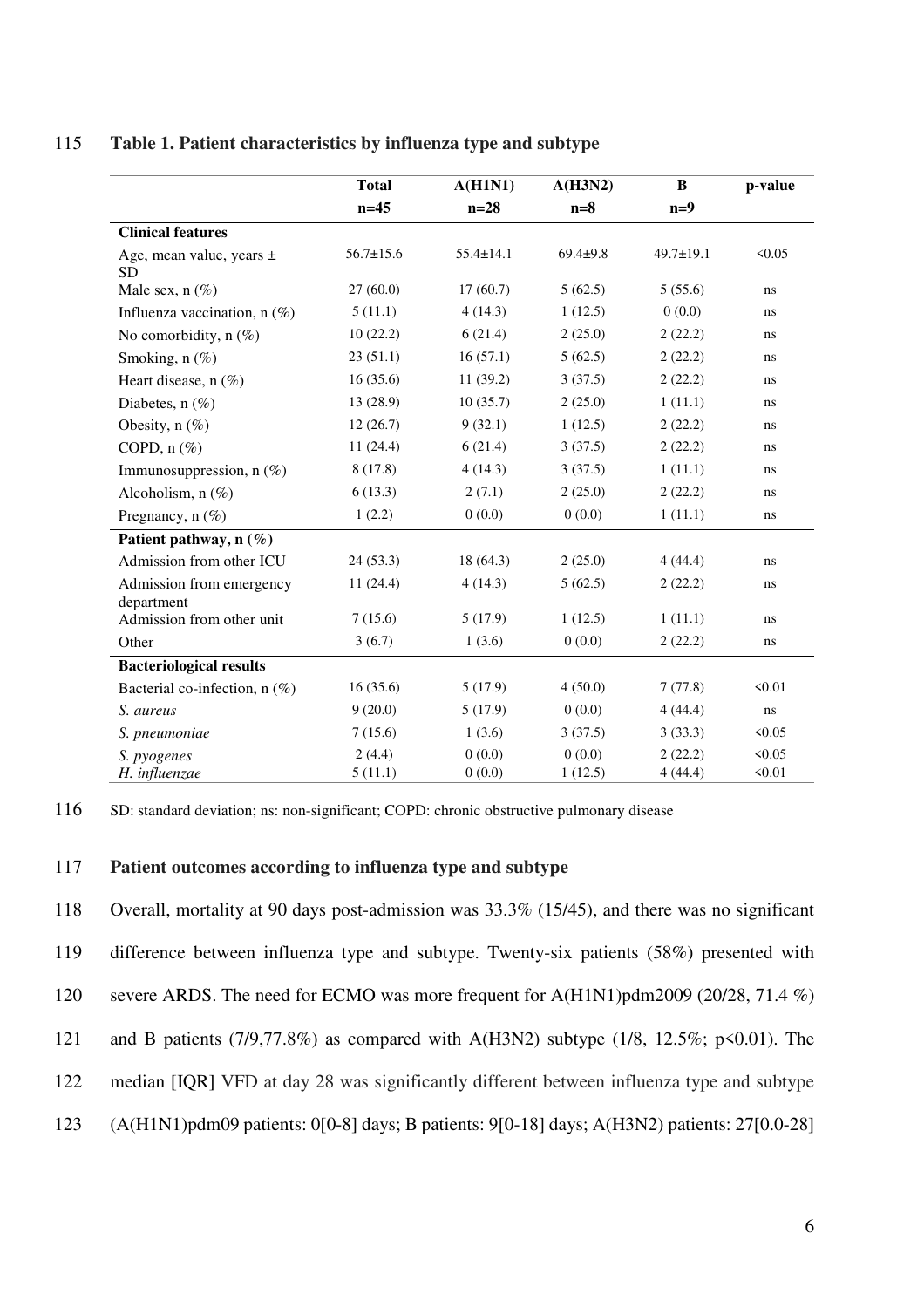**Table 1. Patient characteristics by influenza type and subtype**

| | Total n=45 | A(H1N1) n=28 | A(H3N2) n=8 | B n=9 | p-value |
|---|---|---|---|---|---|
| **Clinical features** | | | | | |
| Age, mean value, years ± SD | 56.7±15.6 | 55.4±14.1 | 69.4±9.8 | 49.7±19.1 | <0.05 |
| Male sex, n (%) | 27 (60.0) | 17 (60.7) | 5 (62.5) | 5 (55.6) | ns |
| Influenza vaccination, n (%) | 5 (11.1) | 4 (14.3) | 1 (12.5) | 0 (0.0) | ns |
| No comorbidity, n (%) | 10 (22.2) | 6 (21.4) | 2 (25.0) | 2 (22.2) | ns |
| Smoking, n (%) | 23 (51.1) | 16 (57.1) | 5 (62.5) | 2 (22.2) | ns |
| Heart disease, n (%) | 16 (35.6) | 11 (39.2) | 3 (37.5) | 2 (22.2) | ns |
| Diabetes, n (%) | 13 (28.9) | 10 (35.7) | 2 (25.0) | 1 (11.1) | ns |
| Obesity, n (%) | 12 (26.7) | 9 (32.1) | 1 (12.5) | 2 (22.2) | ns |
| COPD, n (%) | 11 (24.4) | 6 (21.4) | 3 (37.5) | 2 (22.2) | ns |
| Immunosuppression, n (%) | 8 (17.8) | 4 (14.3) | 3 (37.5) | 1 (11.1) | ns |
| Alcoholism, n (%) | 6 (13.3) | 2 (7.1) | 2 (25.0) | 2 (22.2) | ns |
| Pregnancy, n (%) | 1 (2.2) | 0 (0.0) | 0 (0.0) | 1 (11.1) | ns |
| **Patient pathway, n (%)** | | | | | |
| Admission from other ICU | 24 (53.3) | 18 (64.3) | 2 (25.0) | 4 (44.4) | ns |
| Admission from emergency department | 11 (24.4) | 4 (14.3) | 5 (62.5) | 2 (22.2) | ns |
| Admission from other unit | 7 (15.6) | 5 (17.9) | 1 (12.5) | 1 (11.1) | ns |
| Other | 3 (6.7) | 1 (3.6) | 0 (0.0) | 2 (22.2) | ns |
| **Bacteriological results** | | | | | |
| Bacterial co-infection, n (%) | 16 (35.6) | 5 (17.9) | 4 (50.0) | 7 (77.8) | <0.01 |
| *S. aureus* | 9 (20.0) | 5 (17.9) | 0 (0.0) | 4 (44.4) | ns |
| *S. pneumoniae* | 7 (15.6) | 1 (3.6) | 3 (37.5) | 3 (33.3) | <0.05 |
| *S. pyogenes* | 2 (4.4) | 0 (0.0) | 0 (0.0) | 2 (22.2) | <0.05 |
| *H. influenzae* | 5 (11.1) | 0 (0.0) | 1 (12.5) | 4 (44.4) | <0.01 |

SD: standard deviation; ns: non-significant; COPD: chronic obstructive pulmonary disease

**Patient outcomes according to influenza type and subtype**

Overall, mortality at 90 days post-admission was 33.3% (15/45), and there was no significant difference between influenza type and subtype. Twenty-six patients (58%) presented with severe ARDS. The need for ECMO was more frequent for A(H1N1)pdm2009 (20/28, 71.4 %) and B patients (7/9,77.8%) as compared with A(H3N2) subtype (1/8, 12.5%; $p<0.01$). The median [IQR] VFD at day 28 was significantly different between influenza type and subtype (A(H1N1)pdm09 patients: 0[0-8] days; B patients: 9[0-18] days; A(H3N2) patients: 27[0.0-28]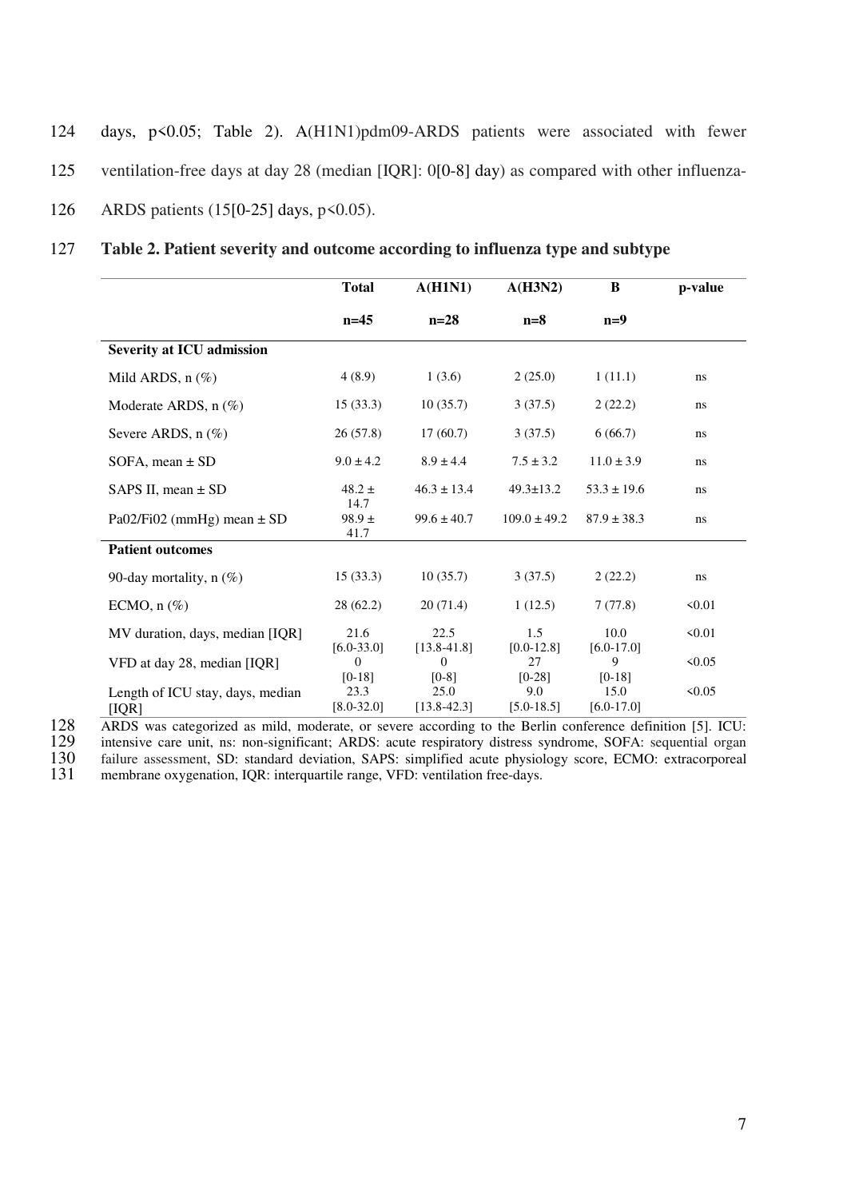days, $p<0.05$; Table 2). A(H1N1)pdm09-ARDS patients were associated with fewer ventilation-free days at day 28 (median [IQR]: 0[0-8] day) as compared with other influenza-ARDS patients (15[0-25] days, $p<0.05$).

**Table 2. Patient severity and outcome according to influenza type and subtype**

| | Total n=45 | A(H1N1) n=28 | A(H3N2) n=8 | B n=9 | p-value |
|---|---|---|---|---|---|
| **Severity at ICU admission** | | | | | |
| Mild ARDS, n (%) | 4 (8.9) | 1 (3.6) | 2 (25.0) | 1 (11.1) | ns |
| Moderate ARDS, n (%) | 15 (33.3) | 10 (35.7) | 3 (37.5) | 2 (22.2) | ns |
| Severe ARDS, n (%) | 26 (57.8) | 17 (60.7) | 3 (37.5) | 6 (66.7) | ns |
| SOFA, mean ± SD | 9.0 ± 4.2 | 8.9 ± 4.4 | 7.5 ± 3.2 | 11.0 ± 3.9 | ns |
| SAPS II, mean ± SD | 48.2 ± 14.7 | 46.3 ± 13.4 | 49.3±13.2 | 53.3 ± 19.6 | ns |
| Pa02/Fi02 (mmHg) mean ± SD | 98.9 ± 41.7 | 99.6 ± 40.7 | 109.0 ± 49.2 | 87.9 ± 38.3 | ns |
| **Patient outcomes** | | | | | |
| 90-day mortality, n (%) | 15 (33.3) | 10 (35.7) | 3 (37.5) | 2 (22.2) | ns |
| ECMO, n (%) | 28 (62.2) | 20 (71.4) | 1 (12.5) | 7 (77.8) | <0.01 |
| MV duration, days, median [IQR] | 21.6 [6.0-33.0] | 22.5 [13.8-41.8] | 1.5 [0.0-12.8] | 10.0 [6.0-17.0] | <0.01 |
| VFD at day 28, median [IQR] | 0 [0-18] | 0 [0-8] | 27 [0-28] | 9 [0-18] | <0.05 |
| Length of ICU stay, days, median [IQR] | 23.3 [8.0-32.0] | 25.0 [13.8-42.3] | 9.0 [5.0-18.5] | 15.0 [6.0-17.0] | <0.05 |

ARDS was categorized as mild, moderate, or severe according to the Berlin conference definition [5]. ICU: intensive care unit, ns: non-significant; ARDS: acute respiratory distress syndrome, SOFA: sequential organ failure assessment, SD: standard deviation, SAPS: simplified acute physiology score, ECMO: extracorporeal membrane oxygenation, IQR: interquartile range, VFD: ventilation free-days.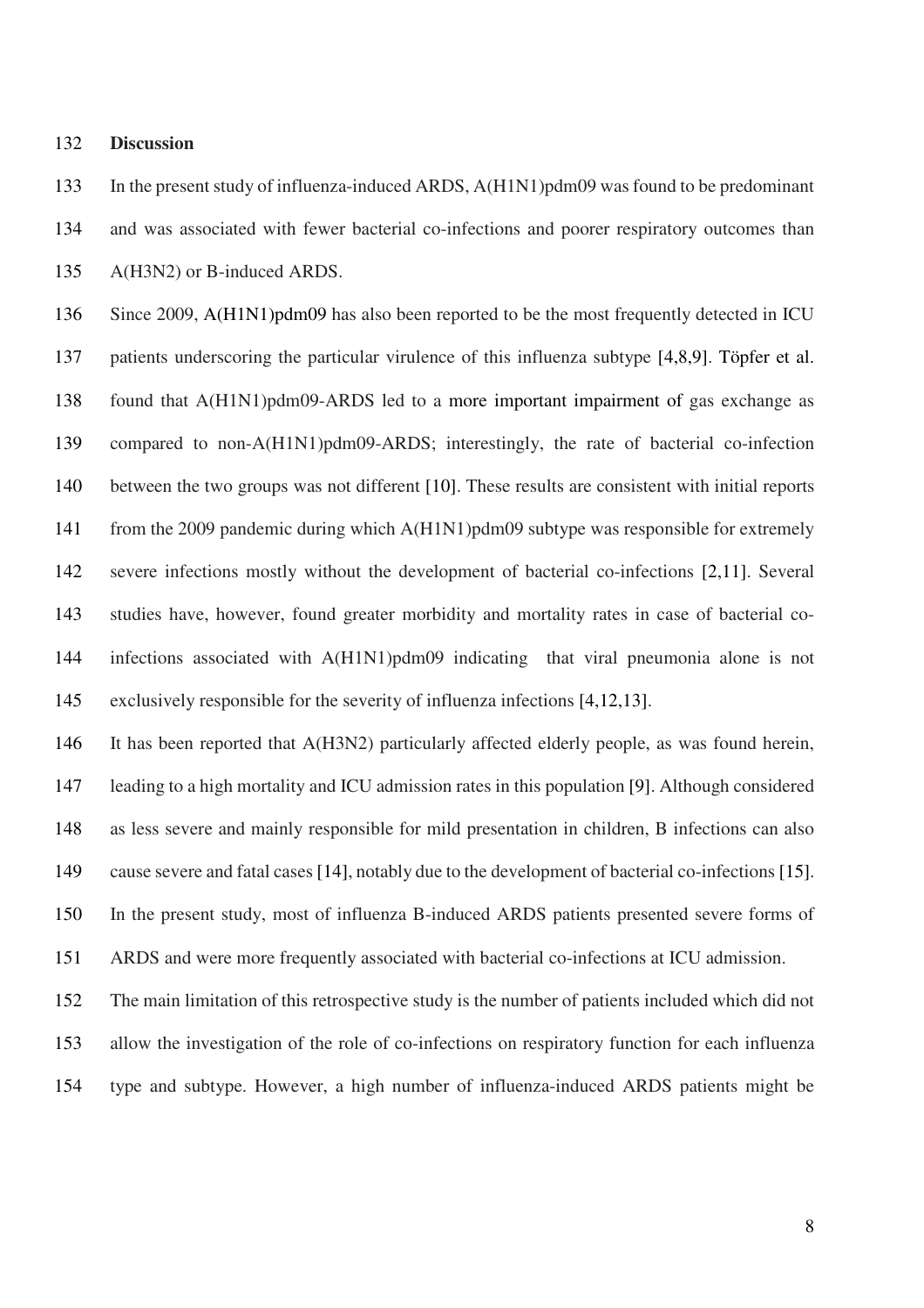**Discussion**

In the present study of influenza-induced ARDS, A(H1N1)pdm09 was found to be predominant and was associated with fewer bacterial co-infections and poorer respiratory outcomes than A(H3N2) or B-induced ARDS.

Since 2009, A(H1N1)pdm09 has also been reported to be the most frequently detected in ICU patients underscoring the particular virulence of this influenza subtype [4,8,9]. Töpfer et al. found that A(H1N1)pdm09-ARDS led to a more important impairment of gas exchange as compared to non-A(H1N1)pdm09-ARDS; interestingly, the rate of bacterial co-infection between the two groups was not different [10]. These results are consistent with initial reports from the 2009 pandemic during which A(H1N1)pdm09 subtype was responsible for extremely severe infections mostly without the development of bacterial co-infections [2,11]. Several studies have, however, found greater morbidity and mortality rates in case of bacterial co-infections associated with A(H1N1)pdm09 indicating that viral pneumonia alone is not exclusively responsible for the severity of influenza infections [4,12,13].

It has been reported that A(H3N2) particularly affected elderly people, as was found herein, leading to a high mortality and ICU admission rates in this population [9]. Although considered as less severe and mainly responsible for mild presentation in children, B infections can also cause severe and fatal cases [14], notably due to the development of bacterial co-infections [15]. In the present study, most of influenza B-induced ARDS patients presented severe forms of ARDS and were more frequently associated with bacterial co-infections at ICU admission.

The main limitation of this retrospective study is the number of patients included which did not allow the investigation of the role of co-infections on respiratory function for each influenza type and subtype. However, a high number of influenza-induced ARDS patients might be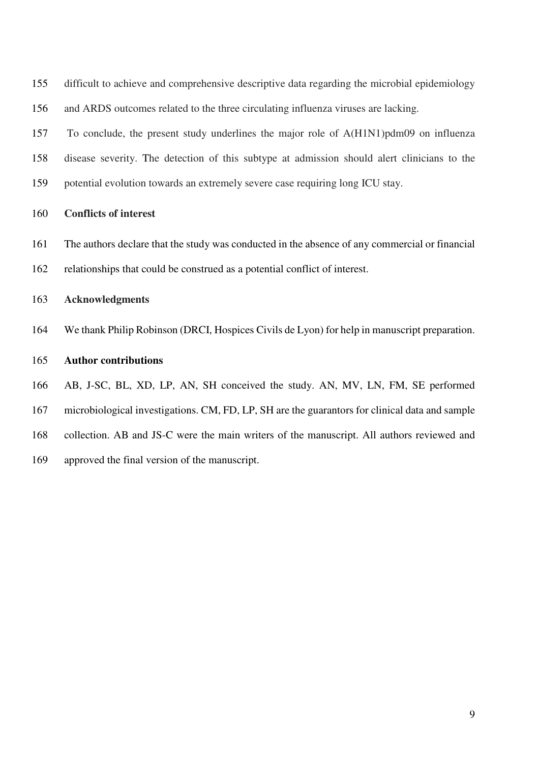difficult to achieve and comprehensive descriptive data regarding the microbial epidemiology and ARDS outcomes related to the three circulating influenza viruses are lacking.

To conclude, the present study underlines the major role of A(H1N1)pdm09 on influenza disease severity. The detection of this subtype at admission should alert clinicians to the potential evolution towards an extremely severe case requiring long ICU stay.

**Conflicts of interest**

The authors declare that the study was conducted in the absence of any commercial or financial relationships that could be construed as a potential conflict of interest.

**Acknowledgments**

We thank Philip Robinson (DRCI, Hospices Civils de Lyon) for help in manuscript preparation.

**Author contributions**

AB, J-SC, BL, XD, LP, AN, SH conceived the study. AN, MV, LN, FM, SE performed microbiological investigations. CM, FD, LP, SH are the guarantors for clinical data and sample collection. AB and JS-C were the main writers of the manuscript. All authors reviewed and approved the final version of the manuscript.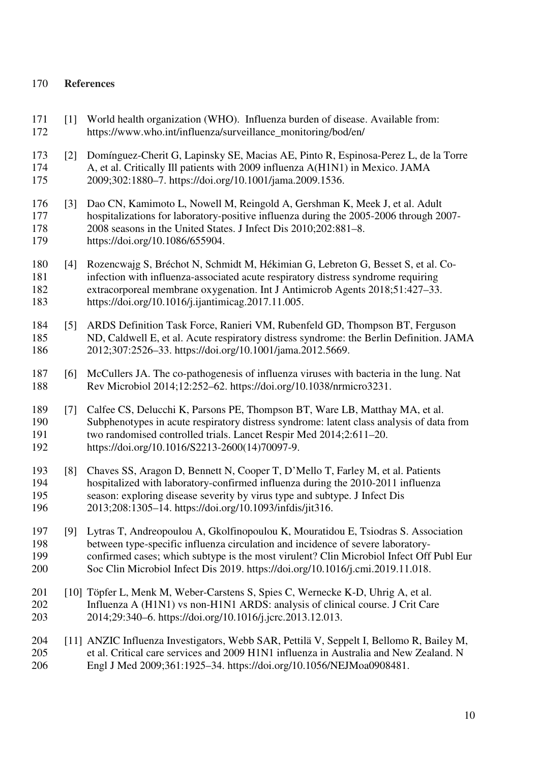## References

[1] World health organization (WHO). Influenza burden of disease. Available from: https://www.who.int/influenza/surveillance_monitoring/bod/en/

[2] Domínguez-Cherit G, Lapinsky SE, Macias AE, Pinto R, Espinosa-Perez L, de la Torre A, et al. Critically Ill patients with 2009 influenza A(H1N1) in Mexico. JAMA 2009;302:1880–7. https://doi.org/10.1001/jama.2009.1536.

[3] Dao CN, Kamimoto L, Nowell M, Reingold A, Gershman K, Meek J, et al. Adult hospitalizations for laboratory-positive influenza during the 2005-2006 through 2007-2008 seasons in the United States. J Infect Dis 2010;202:881–8. https://doi.org/10.1086/655904.

[4] Rozencwajg S, Bréchot N, Schmidt M, Hékimian G, Lebreton G, Besset S, et al. Co-infection with influenza-associated acute respiratory distress syndrome requiring extracorporeal membrane oxygenation. Int J Antimicrob Agents 2018;51:427–33. https://doi.org/10.1016/j.ijantimicag.2017.11.005.

[5] ARDS Definition Task Force, Ranieri VM, Rubenfeld GD, Thompson BT, Ferguson ND, Caldwell E, et al. Acute respiratory distress syndrome: the Berlin Definition. JAMA 2012;307:2526–33. https://doi.org/10.1001/jama.2012.5669.

[6] McCullers JA. The co-pathogenesis of influenza viruses with bacteria in the lung. Nat Rev Microbiol 2014;12:252–62. https://doi.org/10.1038/nrmicro3231.

[7] Calfee CS, Delucchi K, Parsons PE, Thompson BT, Ware LB, Matthay MA, et al. Subphenotypes in acute respiratory distress syndrome: latent class analysis of data from two randomised controlled trials. Lancet Respir Med 2014;2:611–20. https://doi.org/10.1016/S2213-2600(14)70097-9.

[8] Chaves SS, Aragon D, Bennett N, Cooper T, D'Mello T, Farley M, et al. Patients hospitalized with laboratory-confirmed influenza during the 2010-2011 influenza season: exploring disease severity by virus type and subtype. J Infect Dis 2013;208:1305–14. https://doi.org/10.1093/infdis/jit316.

[9] Lytras T, Andreopoulou A, Gkolfinopoulou K, Mouratidou E, Tsiodras S. Association between type-specific influenza circulation and incidence of severe laboratory-confirmed cases; which subtype is the most virulent? Clin Microbiol Infect Off Publ Eur Soc Clin Microbiol Infect Dis 2019. https://doi.org/10.1016/j.cmi.2019.11.018.

[10] Töpfer L, Menk M, Weber-Carstens S, Spies C, Wernecke K-D, Uhrig A, et al. Influenza A (H1N1) vs non-H1N1 ARDS: analysis of clinical course. J Crit Care 2014;29:340–6. https://doi.org/10.1016/j.jcrc.2013.12.013.

[11] ANZIC Influenza Investigators, Webb SAR, Pettilä V, Seppelt I, Bellomo R, Bailey M, et al. Critical care services and 2009 H1N1 influenza in Australia and New Zealand. N Engl J Med 2009;361:1925–34. https://doi.org/10.1056/NEJMoa0908481.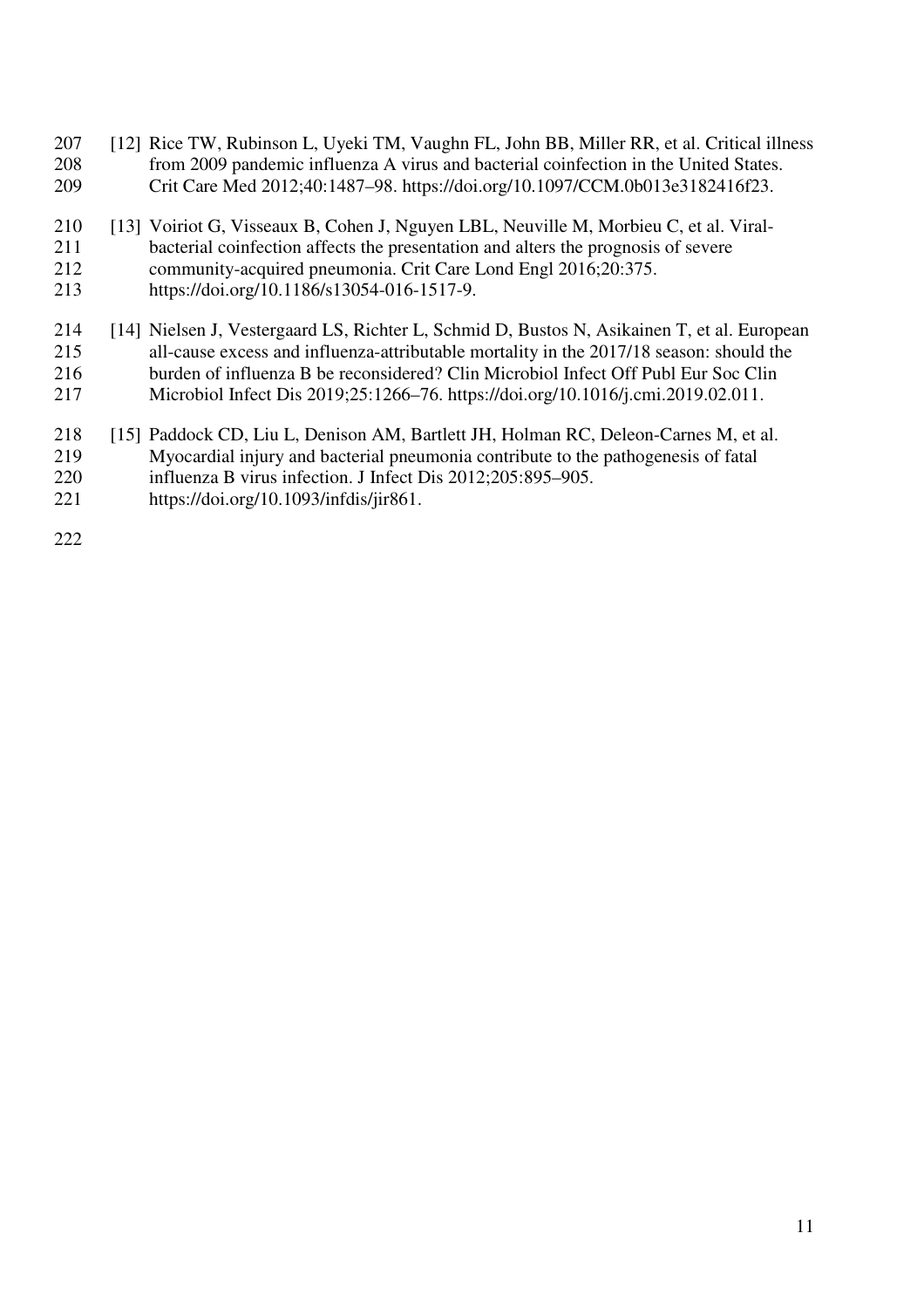[12] Rice TW, Rubinson L, Uyeki TM, Vaughn FL, John BB, Miller RR, et al. Critical illness from 2009 pandemic influenza A virus and bacterial coinfection in the United States. Crit Care Med 2012;40:1487–98. https://doi.org/10.1097/CCM.0b013e3182416f23.

[13] Voiriot G, Visseaux B, Cohen J, Nguyen LBL, Neuville M, Morbieu C, et al. Viral-bacterial coinfection affects the presentation and alters the prognosis of severe community-acquired pneumonia. Crit Care Lond Engl 2016;20:375. https://doi.org/10.1186/s13054-016-1517-9.

[14] Nielsen J, Vestergaard LS, Richter L, Schmid D, Bustos N, Asikainen T, et al. European all-cause excess and influenza-attributable mortality in the 2017/18 season: should the burden of influenza B be reconsidered? Clin Microbiol Infect Off Publ Eur Soc Clin Microbiol Infect Dis 2019;25:1266–76. https://doi.org/10.1016/j.cmi.2019.02.011.

[15] Paddock CD, Liu L, Denison AM, Bartlett JH, Holman RC, Deleon-Carnes M, et al. Myocardial injury and bacterial pneumonia contribute to the pathogenesis of fatal influenza B virus infection. J Infect Dis 2012;205:895–905. https://doi.org/10.1093/infdis/jir861.